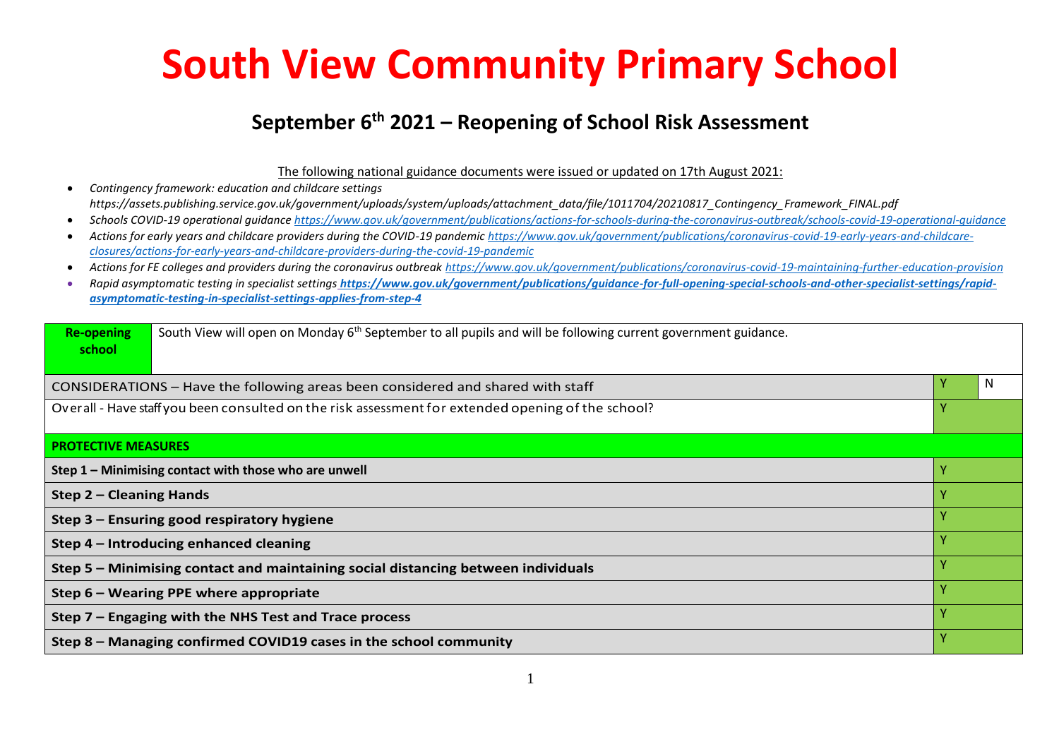# South View Community Primary School

## September 6th 2021 – Reopening of School Risk Assessment

The following national guidance documents were issued or updated on 17th August 2021:

- *Contingency framework: education and childcare settings https://assets.publishing.service.gov.uk/government/uploads/system/uploads/attachment_data/file/1011704/20210817_Contingency_Framework_FINAL.pdf*
- *Schools COVID-19 operational guidance https://www.gov.uk/government/publications/actions-for-schools-during-the-coronavirus-outbreak/schools-covid-19-operational-guidance*
- *Actions for early years and childcare providers during the COVID-19 pandemic https://www.gov.uk/government/publications/coronavirus-covid-19-early-years-and-childcare-closures/actions-for-early-years-and-childcare-providers-during-the-covid-19-pandemic*
- *Actions for FE colleges and providers during the coronavirus outbreak https://www.gov.uk/government/publications/coronavirus-covid-19-maintaining-further-education-provision*
- *Rapid asymptomatic testing in specialist settings* ***https://www.gov.uk/government/publications/guidance-for-full-opening-special-schools-and-other-specialist-settings/rapid-asymptomatic-testing-in-specialist-settings-applies-from-step-4***

| **Re-opening school** | South View will open on Monday 6th September to all pupils and will be following current government guidance. | | |
|---|---|---|---|
| CONSIDERATIONS – Have the following areas been considered and shared with staff | | Y | N |
| Overall - Have staff you been consulted on the risk assessment for extended opening of the school? | | Y | |
| **PROTECTIVE MEASURES** | | | |
| **Step 1 – Minimising contact with those who are unwell** | | Y | |
| **Step 2 – Cleaning Hands** | | Y | |
| **Step 3 – Ensuring good respiratory hygiene** | | Y | |
| **Step 4 – Introducing enhanced cleaning** | | Y | |
| **Step 5 – Minimising contact and maintaining social distancing between individuals** | | Y | |
| **Step 6 – Wearing PPE where appropriate** | | Y | |
| **Step 7 – Engaging with the NHS Test and Trace process** | | Y | |
| **Step 8 – Managing confirmed COVID19 cases in the school community** | | Y | |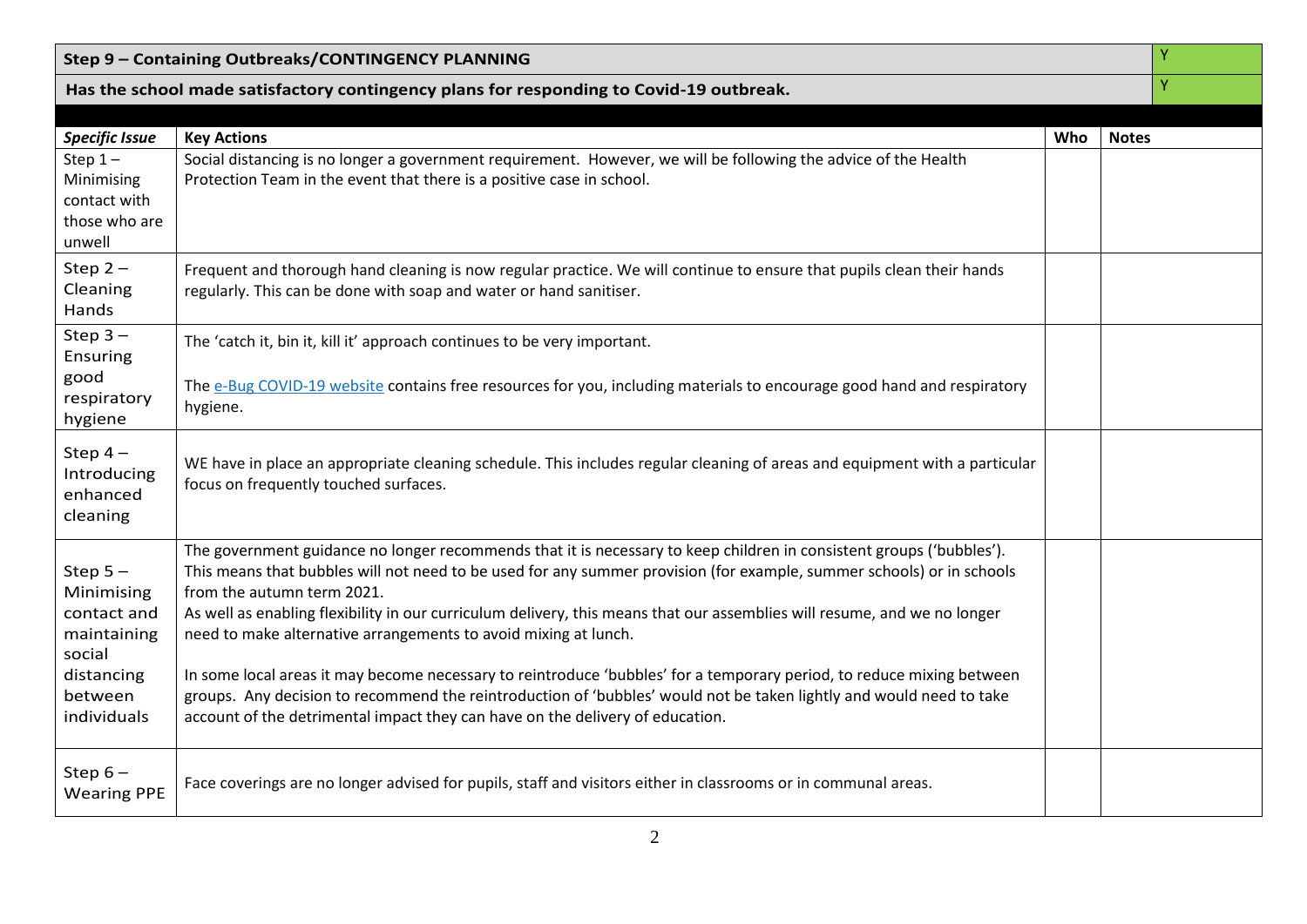| Step 9 – Containing Outbreaks/CONTINGENCY PLANNING | | | Y |
|---|---|---|---|
| **Has the school made satisfactory contingency plans for responding to Covid-19 outbreak.** | | | Y |
| ***Specific Issue*** | **Key Actions** | **Who** | **Notes** |
| Step 1 – Minimising contact with those who are unwell | Social distancing is no longer a government requirement. However, we will be following the advice of the Health Protection Team in the event that there is a positive case in school. | | |
| Step 2 – Cleaning Hands | Frequent and thorough hand cleaning is now regular practice. We will continue to ensure that pupils clean their hands regularly. This can be done with soap and water or hand sanitiser. | | |
| Step 3 – Ensuring good respiratory hygiene | The 'catch it, bin it, kill it' approach continues to be very important.<br><br>The e-Bug COVID-19 website contains free resources for you, including materials to encourage good hand and respiratory hygiene. | | |
| Step 4 – Introducing enhanced cleaning | WE have in place an appropriate cleaning schedule. This includes regular cleaning of areas and equipment with a particular focus on frequently touched surfaces. | | |
| Step 5 – Minimising contact and maintaining social distancing between individuals | The government guidance no longer recommends that it is necessary to keep children in consistent groups ('bubbles'). This means that bubbles will not need to be used for any summer provision (for example, summer schools) or in schools from the autumn term 2021.<br>As well as enabling flexibility in our curriculum delivery, this means that our assemblies will resume, and we no longer need to make alternative arrangements to avoid mixing at lunch.<br><br>In some local areas it may become necessary to reintroduce 'bubbles' for a temporary period, to reduce mixing between groups. Any decision to recommend the reintroduction of 'bubbles' would not be taken lightly and would need to take account of the detrimental impact they can have on the delivery of education. | | |
| Step 6 – Wearing PPE | Face coverings are no longer advised for pupils, staff and visitors either in classrooms or in communal areas. | | |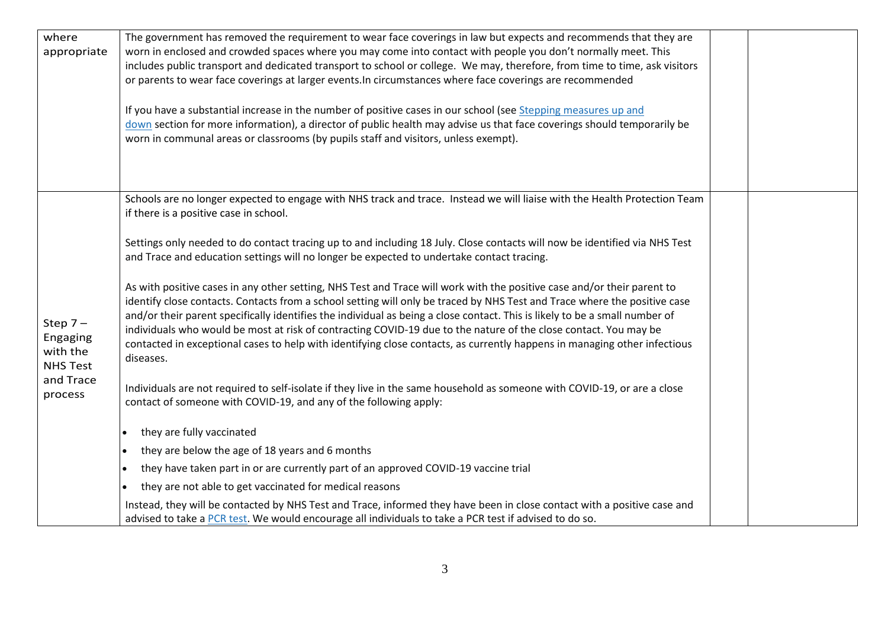| | | | |
|---|---|---|---|
| where appropriate | The government has removed the requirement to wear face coverings in law but expects and recommends that they are worn in enclosed and crowded spaces where you may come into contact with people you don't normally meet. This includes public transport and dedicated transport to school or college. We may, therefore, from time to time, ask visitors or parents to wear face coverings at larger events.In circumstances where face coverings are recommended<br><br>If you have a substantial increase in the number of positive cases in our school (see Stepping measures up and down section for more information), a director of public health may advise us that face coverings should temporarily be worn in communal areas or classrooms (by pupils staff and visitors, unless exempt). | | |
| Step 7 – Engaging with the NHS Test and Trace process | Schools are no longer expected to engage with NHS track and trace. Instead we will liaise with the Health Protection Team if there is a positive case in school.<br><br>Settings only needed to do contact tracing up to and including 18 July. Close contacts will now be identified via NHS Test and Trace and education settings will no longer be expected to undertake contact tracing.<br><br>As with positive cases in any other setting, NHS Test and Trace will work with the positive case and/or their parent to identify close contacts. Contacts from a school setting will only be traced by NHS Test and Trace where the positive case and/or their parent specifically identifies the individual as being a close contact. This is likely to be a small number of individuals who would be most at risk of contracting COVID-19 due to the nature of the close contact. You may be contacted in exceptional cases to help with identifying close contacts, as currently happens in managing other infectious diseases.<br><br>Individuals are not required to self-isolate if they live in the same household as someone with COVID-19, or are a close contact of someone with COVID-19, and any of the following apply:<br><br>• they are fully vaccinated<br>• they are below the age of 18 years and 6 months<br>• they have taken part in or are currently part of an approved COVID-19 vaccine trial<br>• they are not able to get vaccinated for medical reasons<br><br>Instead, they will be contacted by NHS Test and Trace, informed they have been in close contact with a positive case and advised to take a PCR test. We would encourage all individuals to take a PCR test if advised to do so. | | |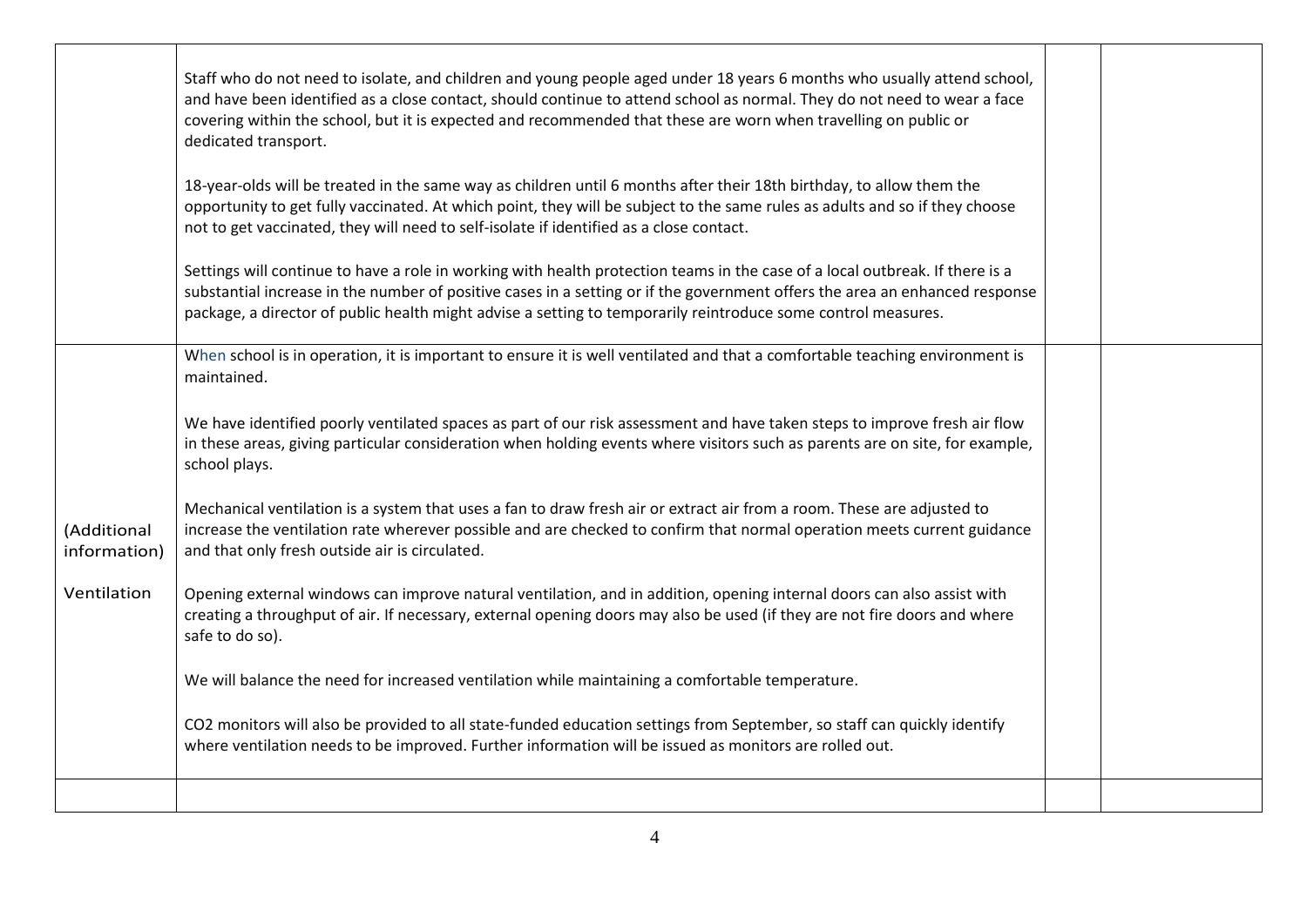| | | | |
|---|---|---|---|
| | Staff who do not need to isolate, and children and young people aged under 18 years 6 months who usually attend school, and have been identified as a close contact, should continue to attend school as normal. They do not need to wear a face covering within the school, but it is expected and recommended that these are worn when travelling on public or dedicated transport.<br><br>18-year-olds will be treated in the same way as children until 6 months after their 18th birthday, to allow them the opportunity to get fully vaccinated. At which point, they will be subject to the same rules as adults and so if they choose not to get vaccinated, they will need to self-isolate if identified as a close contact.<br><br>Settings will continue to have a role in working with health protection teams in the case of a local outbreak. If there is a substantial increase in the number of positive cases in a setting or if the government offers the area an enhanced response package, a director of public health might advise a setting to temporarily reintroduce some control measures. | | |
| (Additional information)<br><br>Ventilation | When school is in operation, it is important to ensure it is well ventilated and that a comfortable teaching environment is maintained.<br><br>We have identified poorly ventilated spaces as part of our risk assessment and have taken steps to improve fresh air flow in these areas, giving particular consideration when holding events where visitors such as parents are on site, for example, school plays.<br><br>Mechanical ventilation is a system that uses a fan to draw fresh air or extract air from a room. These are adjusted to increase the ventilation rate wherever possible and are checked to confirm that normal operation meets current guidance and that only fresh outside air is circulated.<br><br>Opening external windows can improve natural ventilation, and in addition, opening internal doors can also assist with creating a throughput of air. If necessary, external opening doors may also be used (if they are not fire doors and where safe to do so).<br><br>We will balance the need for increased ventilation while maintaining a comfortable temperature.<br><br>$CO_2$ monitors will also be provided to all state-funded education settings from September, so staff can quickly identify where ventilation needs to be improved. Further information will be issued as monitors are rolled out. | | |
| | | | |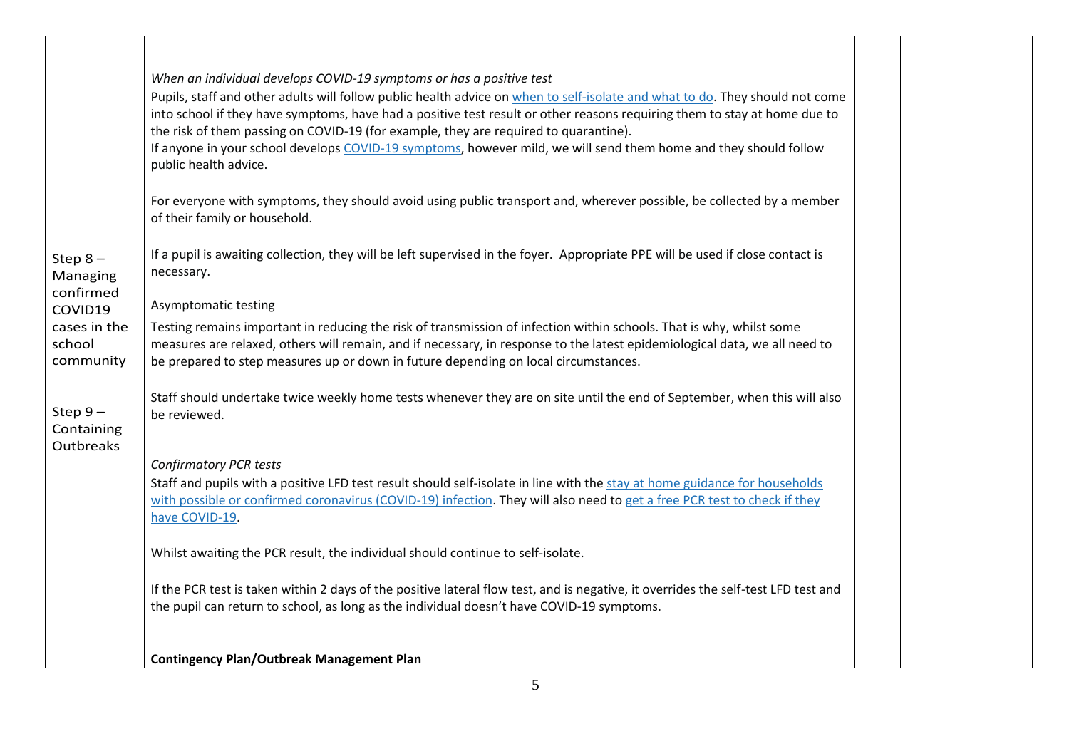| | | | |
|---|---|---|---|
| Step 8 – Managing confirmed COVID19 cases in the school community<br><br>Step 9 – Containing Outbreaks | *When an individual develops COVID-19 symptoms or has a positive test*<br>Pupils, staff and other adults will follow public health advice on when to self-isolate and what to do. They should not come into school if they have symptoms, have had a positive test result or other reasons requiring them to stay at home due to the risk of them passing on COVID-19 (for example, they are required to quarantine).<br>If anyone in your school develops COVID-19 symptoms, however mild, we will send them home and they should follow public health advice.<br><br>For everyone with symptoms, they should avoid using public transport and, wherever possible, be collected by a member of their family or household.<br><br>If a pupil is awaiting collection, they will be left supervised in the foyer. Appropriate PPE will be used if close contact is necessary.<br><br>Asymptomatic testing<br>Testing remains important in reducing the risk of transmission of infection within schools. That is why, whilst some measures are relaxed, others will remain, and if necessary, in response to the latest epidemiological data, we all need to be prepared to step measures up or down in future depending on local circumstances.<br><br>Staff should undertake twice weekly home tests whenever they are on site until the end of September, when this will also be reviewed.<br><br>*Confirmatory PCR tests*<br>Staff and pupils with a positive LFD test result should self-isolate in line with the stay at home guidance for households with possible or confirmed coronavirus (COVID-19) infection. They will also need to get a free PCR test to check if they have COVID-19.<br><br>Whilst awaiting the PCR result, the individual should continue to self-isolate.<br><br>If the PCR test is taken within 2 days of the positive lateral flow test, and is negative, it overrides the self-test LFD test and the pupil can return to school, as long as the individual doesn't have COVID-19 symptoms.<br><br>**Contingency Plan/Outbreak Management Plan** | | |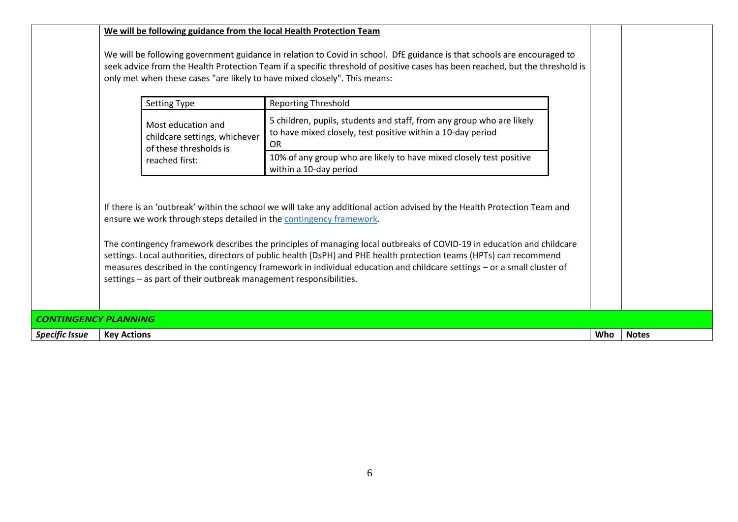**We will be following guidance from the local Health Protection Team**

We will be following government guidance in relation to Covid in school. DfE guidance is that schools are encouraged to seek advice from the Health Protection Team if a specific threshold of positive cases has been reached, but the threshold is only met when these cases "are likely to have mixed closely". This means:

| Setting Type | Reporting Threshold |
|---|---|
| Most education and childcare settings, whichever of these thresholds is reached first: | 5 children, pupils, students and staff, from any group who are likely to have mixed closely, test positive within a 10-day period<br>OR |
| | 10% of any group who are likely to have mixed closely test positive within a 10-day period |

If there is an 'outbreak' within the school we will take any additional action advised by the Health Protection Team and ensure we work through steps detailed in the [contingency framework](contingency framework).

The contingency framework describes the principles of managing local outbreaks of COVID-19 in education and childcare settings. Local authorities, directors of public health (DsPH) and PHE health protection teams (HPTs) can recommend measures described in the contingency framework in individual education and childcare settings – or a small cluster of settings – as part of their outbreak management responsibilities.

***CONTINGENCY PLANNING***

| *Specific Issue* | Key Actions | Who | Notes |
|---|---|---|---|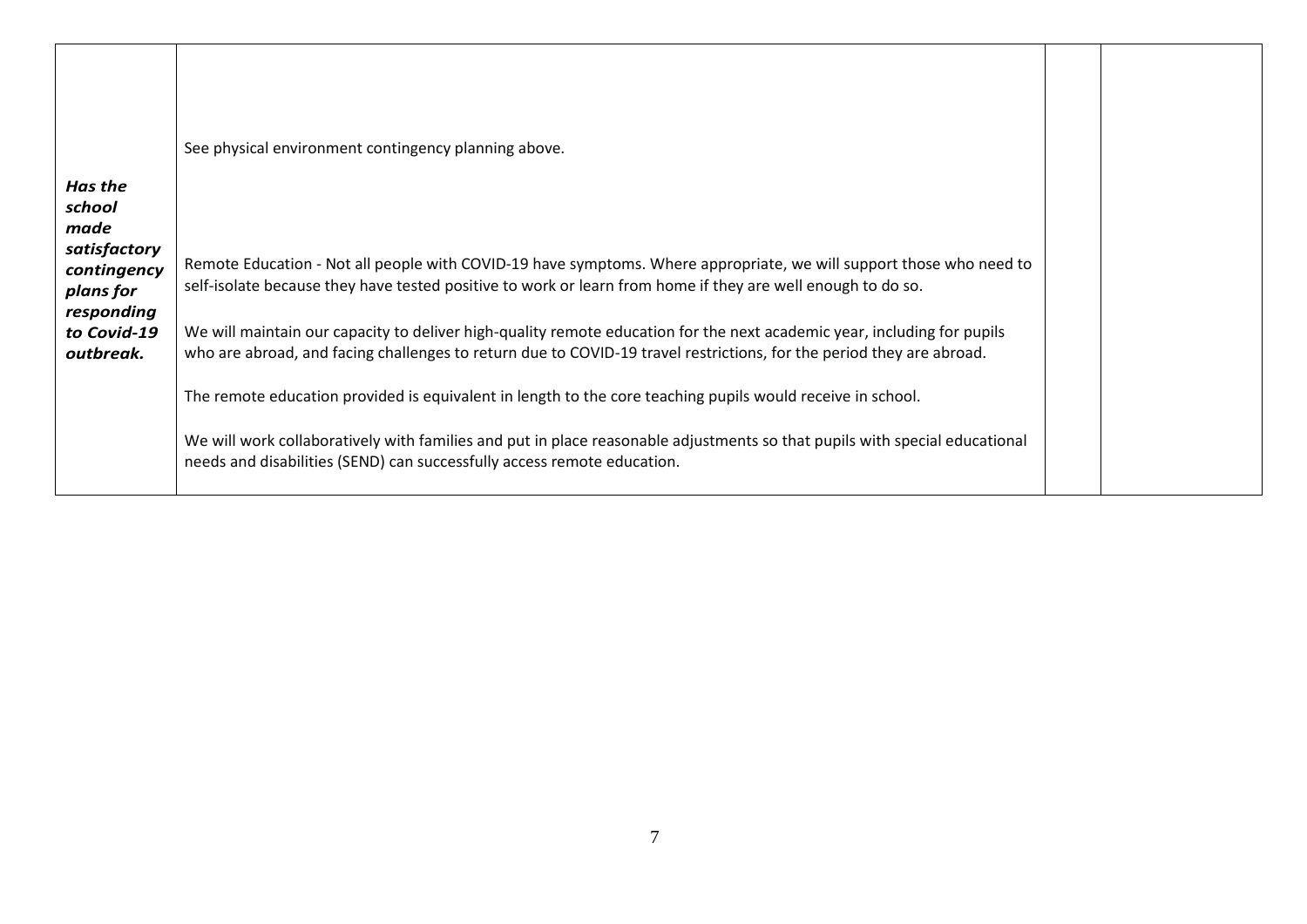| | | | |
|---|---|---|---|
| ***Has the school made satisfactory contingency plans for responding to Covid-19 outbreak.*** | See physical environment contingency planning above.<br><br>Remote Education - Not all people with COVID-19 have symptoms. Where appropriate, we will support those who need to self-isolate because they have tested positive to work or learn from home if they are well enough to do so.<br><br>We will maintain our capacity to deliver high-quality remote education for the next academic year, including for pupils who are abroad, and facing challenges to return due to COVID-19 travel restrictions, for the period they are abroad.<br><br>The remote education provided is equivalent in length to the core teaching pupils would receive in school.<br><br>We will work collaboratively with families and put in place reasonable adjustments so that pupils with special educational needs and disabilities (SEND) can successfully access remote education. | | |